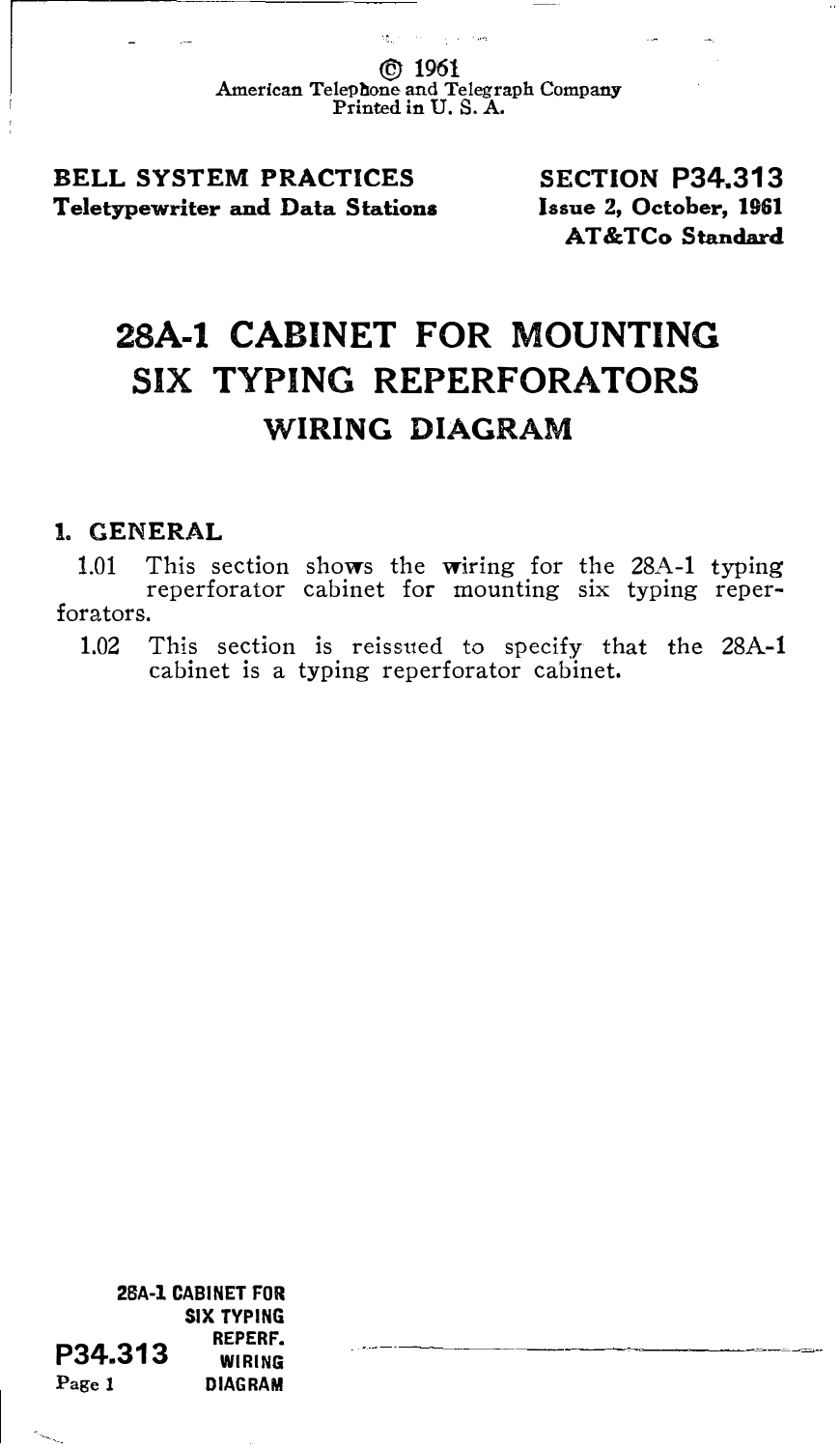© 1961
American Telephone and Telegraph Company
Printed in U. S. A.

**BELL SYSTEM PRACTICES**
**Teletypewriter and Data Stations**

**SECTION P34.313**
**Issue 2, October, 1961**
**AT&TCo Standard**

# 28A-1 CABINET FOR MOUNTING SIX TYPING REPERFORATORS

## WIRING DIAGRAM

### 1. GENERAL

1.01 This section shows the wiring for the 28A-1 typing reperforator cabinet for mounting six typing reperforators.

1.02 This section is reissued to specify that the 28A-1 cabinet is a typing reperforator cabinet.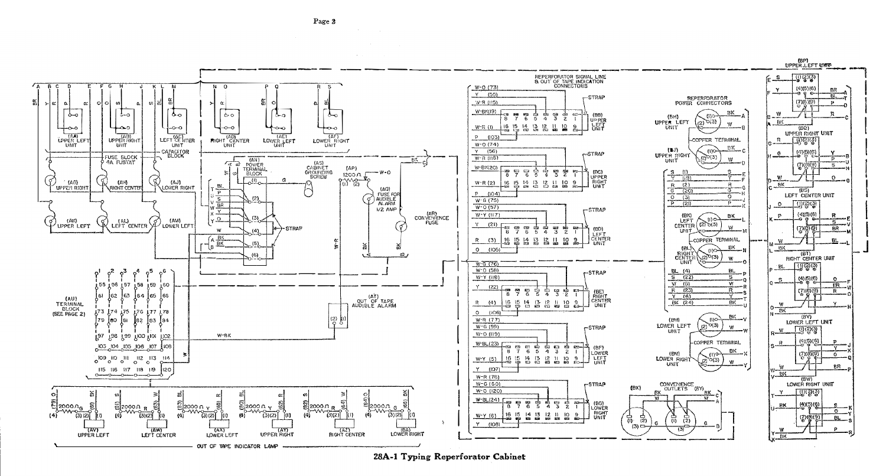**28A-1 Typing Reperforator Cabinet**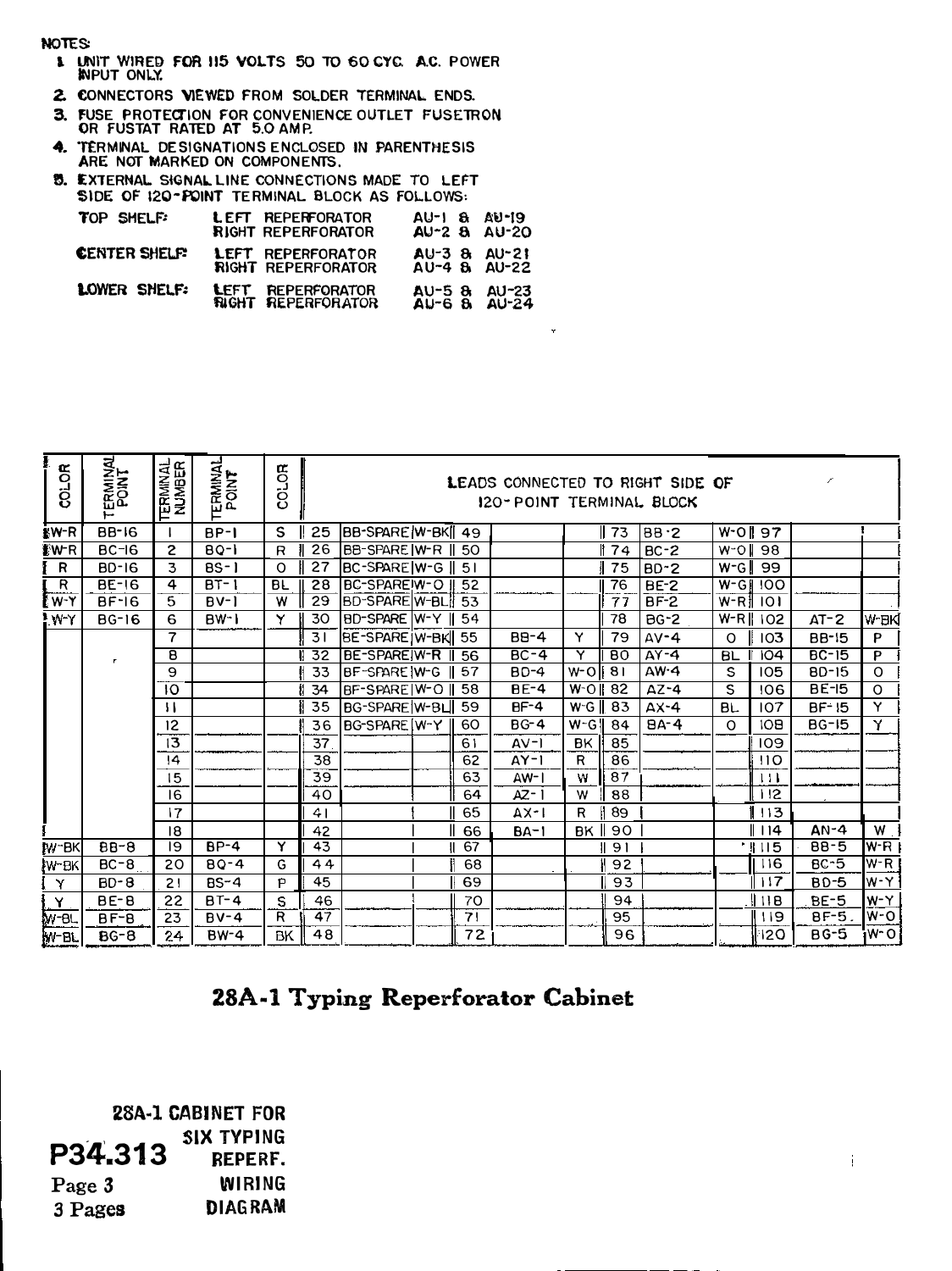NOTES:

1. UNIT WIRED FOR 115 VOLTS 50 TO 60 CYC. A.C. POWER INPUT ONLY.
2. CONNECTORS VIEWED FROM SOLDER TERMINAL ENDS.
3. FUSE PROTECTION FOR CONVENIENCE OUTLET FUSETRON OR FUSTAT RATED AT 5.0 AMP.
4. TERMINAL DESIGNATIONS ENCLOSED IN PARENTHESIS ARE NOT MARKED ON COMPONENTS.
5. EXTERNAL SIGNAL LINE CONNECTIONS MADE TO LEFT SIDE OF 120-POINT TERMINAL BLOCK AS FOLLOWS:

| | | |
|---|---|---|
| TOP SHELF: | LEFT REPERFORATOR | AU-1 & AU-19 |
| | RIGHT REPERFORATOR | AU-2 & AU-20 |
| CENTER SHELF: | LEFT REPERFORATOR | AU-3 & AU-21 |
| | RIGHT REPERFORATOR | AU-4 & AU-22 |
| LOWER SHELF: | LEFT REPERFORATOR | AU-5 & AU-23 |
| | RIGHT REPERFORATOR | AU-6 & AU-24 |

| COLOR | TERMINAL POINT | TERMINAL NUMBER | TERMINAL POINT | COLOR | LEADS CONNECTED TO RIGHT SIDE OF 120-POINT TERMINAL BLOCK | | | | | | | | | | | | | | |
|---|---|---|---|---|---|---|---|---|---|---|---|---|---|---|---|---|---|---|---|
| W-R | BB-16 | 1 | BP-1 | S | 25 | BB-SPARE | W-BK | 49 | | | 73 | BB-2 | W-O | 97 | | |
| W-R | BC-16 | 2 | BQ-1 | R | 26 | BB-SPARE | W-R | 50 | | | 74 | BC-2 | W-O | 98 | | |
| R | BD-16 | 3 | BS-1 | O | 27 | BC-SPARE | W-G | 51 | | | 75 | BD-2 | W-G | 99 | | |
| R | BE-16 | 4 | BT-1 | BL | 28 | BC-SPARE | W-O | 52 | | | 76 | BE-2 | W-G | 100 | | |
| W-Y | BF-16 | 5 | BV-1 | W | 29 | BD-SPARE | W-BL | 53 | | | 77 | BF-2 | W-R | 101 | | |
| W-Y | BG-16 | 6 | BW-1 | Y | 30 | BD-SPARE | W-Y | 54 | | | 78 | BG-2 | W-R | 102 | AT-2 | W-BK |
| | | 7 | | | 31 | BE-SPARE | W-BK | 55 | BB-4 | Y | 79 | AV-4 | O | 103 | BB-15 | P |
| | | 8 | | | 32 | BE-SPARE | W-R | 56 | BC-4 | Y | 80 | AY-4 | BL | 104 | BC-15 | P |
| | | 9 | | | 33 | BF-SPARE | W-G | 57 | BD-4 | W-O | 81 | AW-4 | S | 105 | BD-15 | O |
| | | 10 | | | 34 | BF-SPARE | W-O | 58 | BE-4 | W-O | 82 | AZ-4 | S | 106 | BE-15 | O |
| | | 11 | | | 35 | BG-SPARE | W-BL | 59 | BF-4 | W-G | 83 | AX-4 | BL | 107 | BF-15 | Y |
| | | 12 | | | 36 | BG-SPARE | W-Y | 60 | BG-4 | W-G | 84 | BA-4 | O | 108 | BG-15 | Y |
| | | 13 | | | 37 | | | 61 | AV-1 | BK | 85 | | | 109 | | |
| | | 14 | | | 38 | | | 62 | AY-1 | R | 86 | | | 110 | | |
| | | 15 | | | 39 | | | 63 | AW-1 | W | 87 | | | 111 | | |
| | | 16 | | | 40 | | | 64 | AZ-1 | W | 88 | | | 112 | | |
| | | 17 | | | 41 | | | 65 | AX-1 | R | 89 | | | 113 | | |
| | | 18 | | | 42 | | | 66 | BA-1 | BK | 90 | | | 114 | AN-4 | W |
| W-BK | BB-8 | 19 | BP-4 | Y | 43 | | | 67 | | | 91 | | | 115 | BB-5 | W-R |
| W-BK | BC-8 | 20 | BQ-4 | G | 44 | | | 68 | | | 92 | | | 116 | BC-5 | W-R |
| Y | BD-8 | 21 | BS-4 | P | 45 | | | 69 | | | 93 | | | 117 | BD-5 | W-Y |
| Y | BE-8 | 22 | BT-4 | S | 46 | | | 70 | | | 94 | | | 118 | BE-5 | W-Y |
| W-BL | BF-8 | 23 | BV-4 | R | 47 | | | 71 | | | 95 | | | 119 | BF-5 | W-O |
| W-BL | BG-8 | 24 | BW-4 | BK | 48 | | | 72 | | | 96 | | | 120 | BG-5 | W-O |

## 28A-1 Typing Reperforator Cabinet

**P34.313** 28A-1 CABINET FOR SIX TYPING REPERF. WIRING DIAGRAM

Page 3
3 Pages